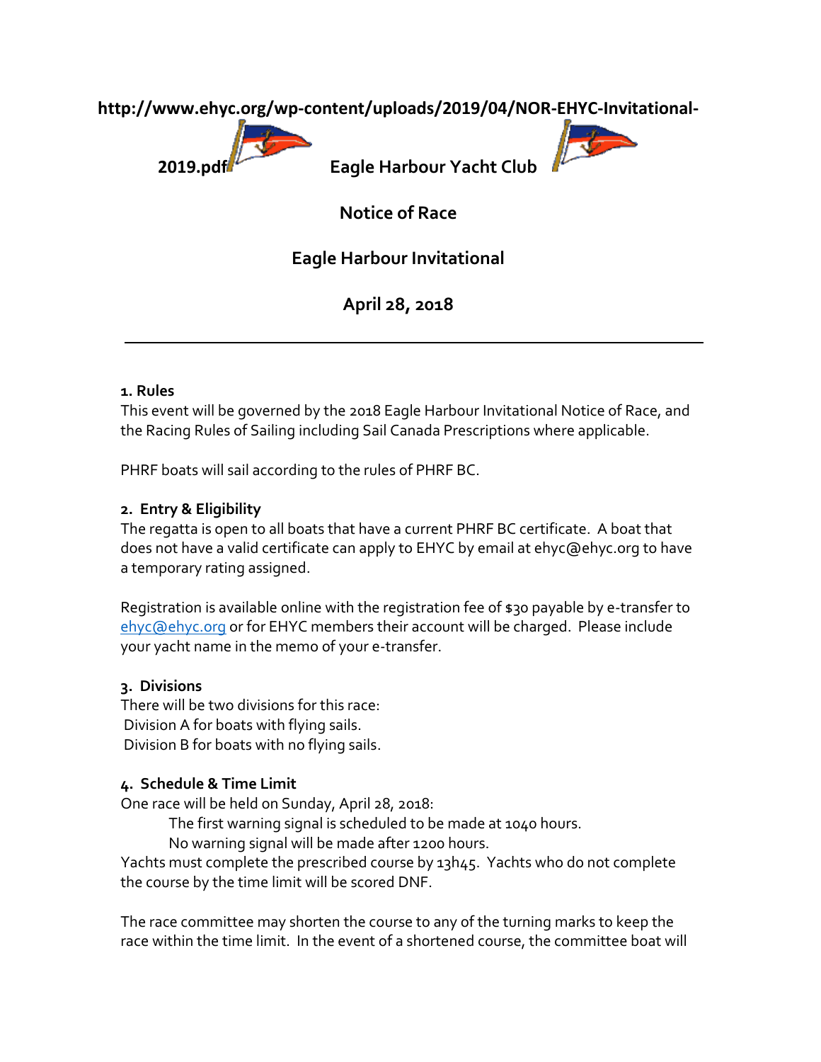http://www.ehyc.org/wp-content/uploads/2019/04/NOR-EHYC-Invitational-2019.pdf

# Eagle Harbour Yacht Club

## Notice of Race

## Eagle Harbour Invitational

## April 28, 2018

---

**1. Rules**

This event will be governed by the 2018 Eagle Harbour Invitational Notice of Race, and the Racing Rules of Sailing including Sail Canada Prescriptions where applicable.

PHRF boats will sail according to the rules of PHRF BC.

**2. Entry & Eligibility**

The regatta is open to all boats that have a current PHRF BC certificate. A boat that does not have a valid certificate can apply to EHYC by email at ehyc@ehyc.org to have a temporary rating assigned.

Registration is available online with the registration fee of $30 payable by e-transfer to ehyc@ehyc.org or for EHYC members their account will be charged. Please include your yacht name in the memo of your e-transfer.

**3. Divisions**

There will be two divisions for this race:
Division A for boats with flying sails.
Division B for boats with no flying sails.

**4. Schedule & Time Limit**

One race will be held on Sunday, April 28, 2018:

> The first warning signal is scheduled to be made at 1040 hours.
> No warning signal will be made after 1200 hours.

Yachts must complete the prescribed course by 13h45. Yachts who do not complete the course by the time limit will be scored DNF.

The race committee may shorten the course to any of the turning marks to keep the race within the time limit. In the event of a shortened course, the committee boat will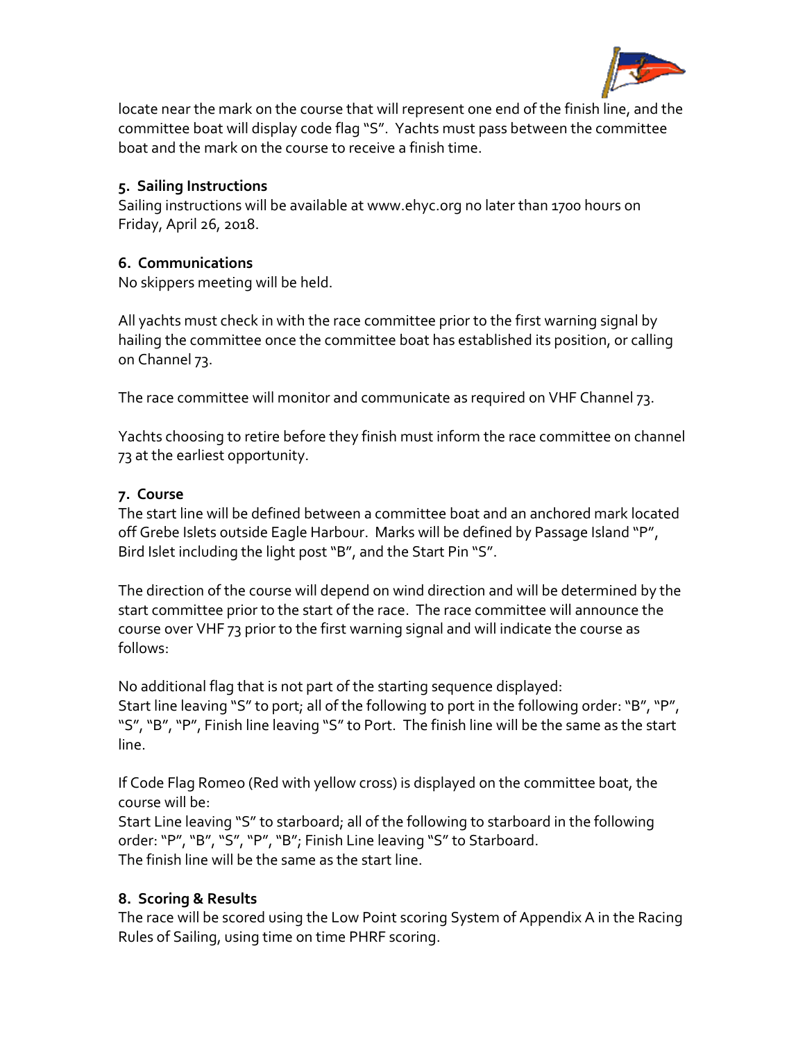locate near the mark on the course that will represent one end of the finish line, and the committee boat will display code flag "S". Yachts must pass between the committee boat and the mark on the course to receive a finish time.

**5. Sailing Instructions**

Sailing instructions will be available at www.ehyc.org no later than 1700 hours on Friday, April 26, 2018.

**6. Communications**

No skippers meeting will be held.

All yachts must check in with the race committee prior to the first warning signal by hailing the committee once the committee boat has established its position, or calling on Channel 73.

The race committee will monitor and communicate as required on VHF Channel 73.

Yachts choosing to retire before they finish must inform the race committee on channel 73 at the earliest opportunity.

**7. Course**

The start line will be defined between a committee boat and an anchored mark located off Grebe Islets outside Eagle Harbour. Marks will be defined by Passage Island "P", Bird Islet including the light post "B", and the Start Pin "S".

The direction of the course will depend on wind direction and will be determined by the start committee prior to the start of the race. The race committee will announce the course over VHF 73 prior to the first warning signal and will indicate the course as follows:

No additional flag that is not part of the starting sequence displayed:
Start line leaving "S" to port; all of the following to port in the following order: "B", "P", "S", "B", "P", Finish line leaving "S" to Port. The finish line will be the same as the start line.

If Code Flag Romeo (Red with yellow cross) is displayed on the committee boat, the course will be:
Start Line leaving "S" to starboard; all of the following to starboard in the following order: "P", "B", "S", "P", "B"; Finish Line leaving "S" to Starboard.
The finish line will be the same as the start line.

**8. Scoring & Results**

The race will be scored using the Low Point scoring System of Appendix A in the Racing Rules of Sailing, using time on time PHRF scoring.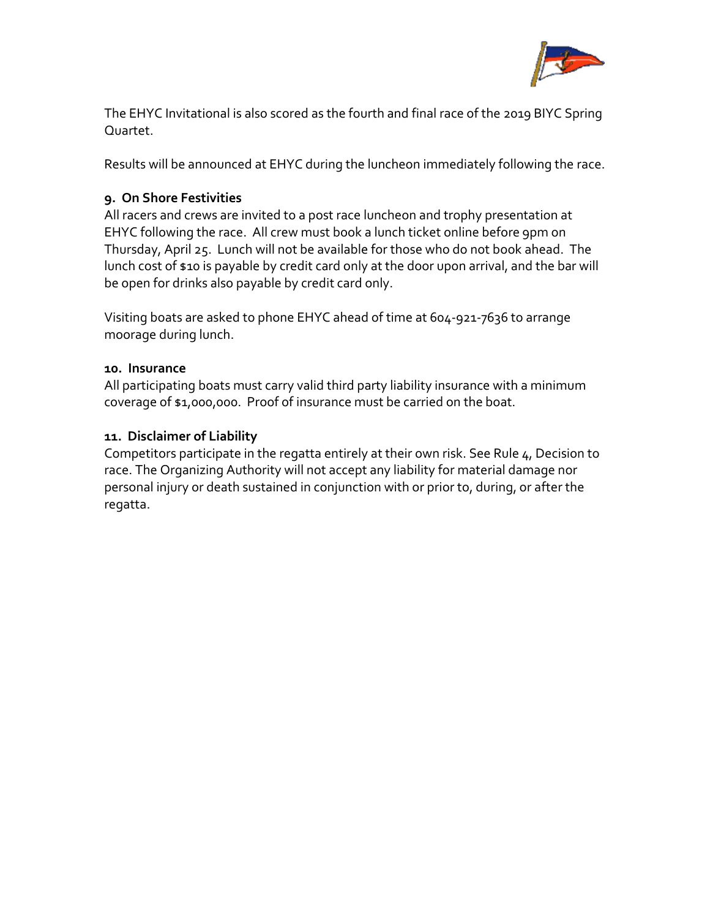The EHYC Invitational is also scored as the fourth and final race of the 2019 BIYC Spring Quartet.

Results will be announced at EHYC during the luncheon immediately following the race.

**9. On Shore Festivities**

All racers and crews are invited to a post race luncheon and trophy presentation at EHYC following the race. All crew must book a lunch ticket online before 9pm on Thursday, April 25. Lunch will not be available for those who do not book ahead. The lunch cost of $10 is payable by credit card only at the door upon arrival, and the bar will be open for drinks also payable by credit card only.

Visiting boats are asked to phone EHYC ahead of time at 604-921-7636 to arrange moorage during lunch.

**10. Insurance**

All participating boats must carry valid third party liability insurance with a minimum coverage of $1,000,000. Proof of insurance must be carried on the boat.

**11. Disclaimer of Liability**

Competitors participate in the regatta entirely at their own risk. See Rule 4, Decision to race. The Organizing Authority will not accept any liability for material damage nor personal injury or death sustained in conjunction with or prior to, during, or after the regatta.